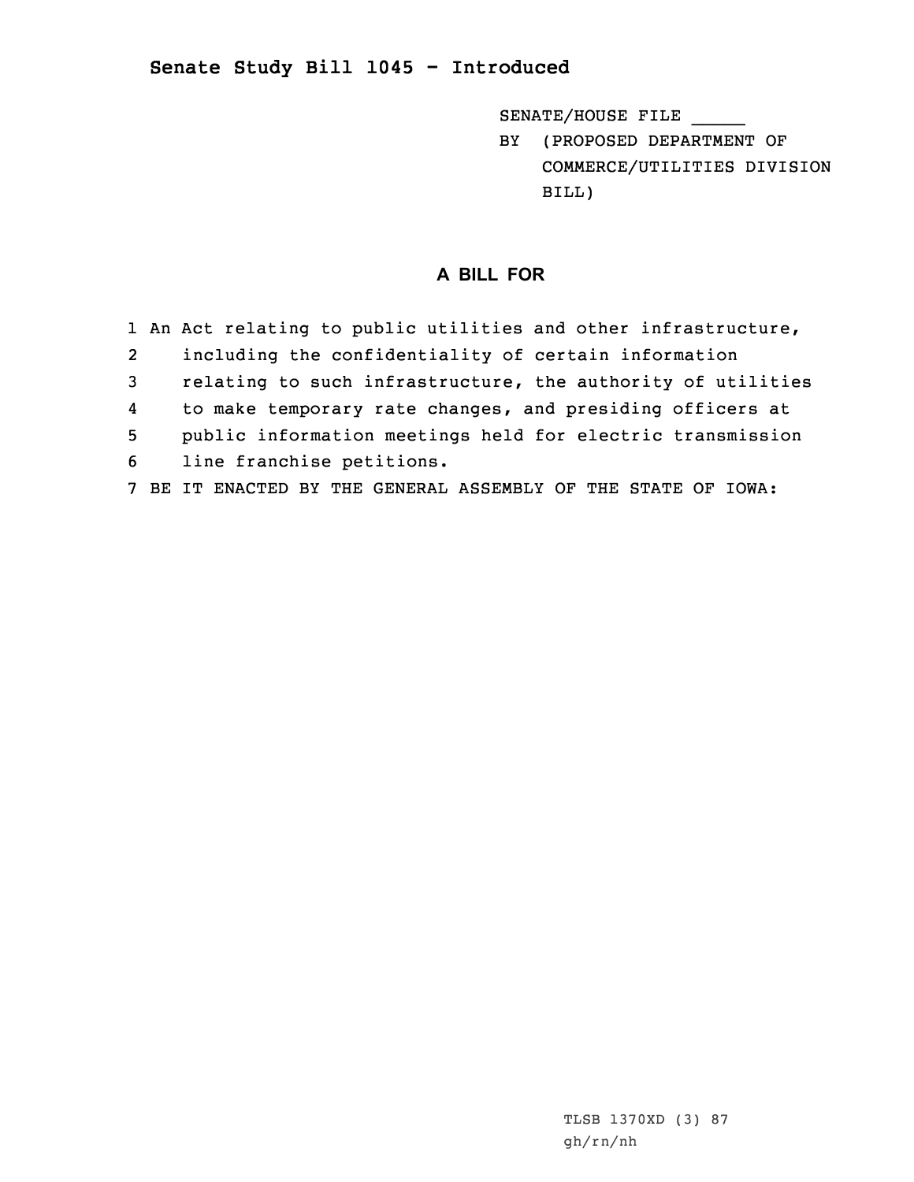# Senate Study Bill 1045 - Introduced

SENATE/HOUSE FILE _____

BY (PROPOSED DEPARTMENT OF COMMERCE/UTILITIES DIVISION BILL)

## A BILL FOR

1 An Act relating to public utilities and other infrastructure,
2 including the confidentiality of certain information
3 relating to such infrastructure, the authority of utilities
4 to make temporary rate changes, and presiding officers at
5 public information meetings held for electric transmission
6 line franchise petitions.
7 BE IT ENACTED BY THE GENERAL ASSEMBLY OF THE STATE OF IOWA:

TLSB 1370XD (3) 87
gh/rn/nh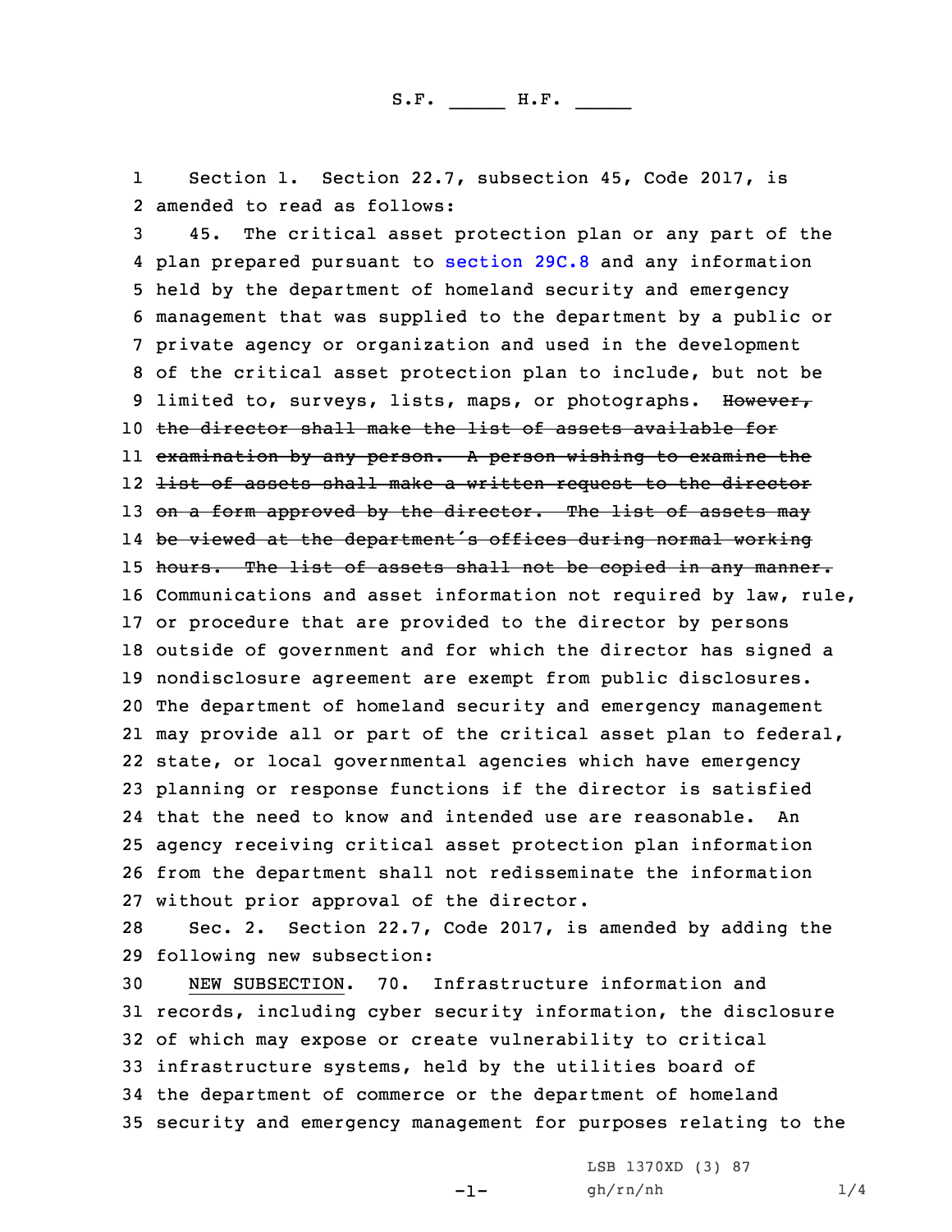S.F. _____ H.F. _____

Section 1. Section 22.7, subsection 45, Code 2017, is amended to read as follows:

45. The critical asset protection plan or any part of the plan prepared pursuant to section 29C.8 and any information held by the department of homeland security and emergency management that was supplied to the department by a public or private agency or organization and used in the development of the critical asset protection plan to include, but not be limited to, surveys, lists, maps, or photographs. ~~However, the director shall make the list of assets available for examination by any person. A person wishing to examine the list of assets shall make a written request to the director on a form approved by the director. The list of assets may be viewed at the department's offices during normal working hours. The list of assets shall not be copied in any manner.~~ Communications and asset information not required by law, rule, or procedure that are provided to the director by persons outside of government and for which the director has signed a nondisclosure agreement are exempt from public disclosures. The department of homeland security and emergency management may provide all or part of the critical asset plan to federal, state, or local governmental agencies which have emergency planning or response functions if the director is satisfied that the need to know and intended use are reasonable. An agency receiving critical asset protection plan information from the department shall not redisseminate the information without prior approval of the director.

Sec. 2. Section 22.7, Code 2017, is amended by adding the following new subsection:

NEW SUBSECTION. 70. Infrastructure information and records, including cyber security information, the disclosure of which may expose or create vulnerability to critical infrastructure systems, held by the utilities board of the department of commerce or the department of homeland security and emergency management for purposes relating to the

LSB 1370XD (3) 87
gh/rn/nh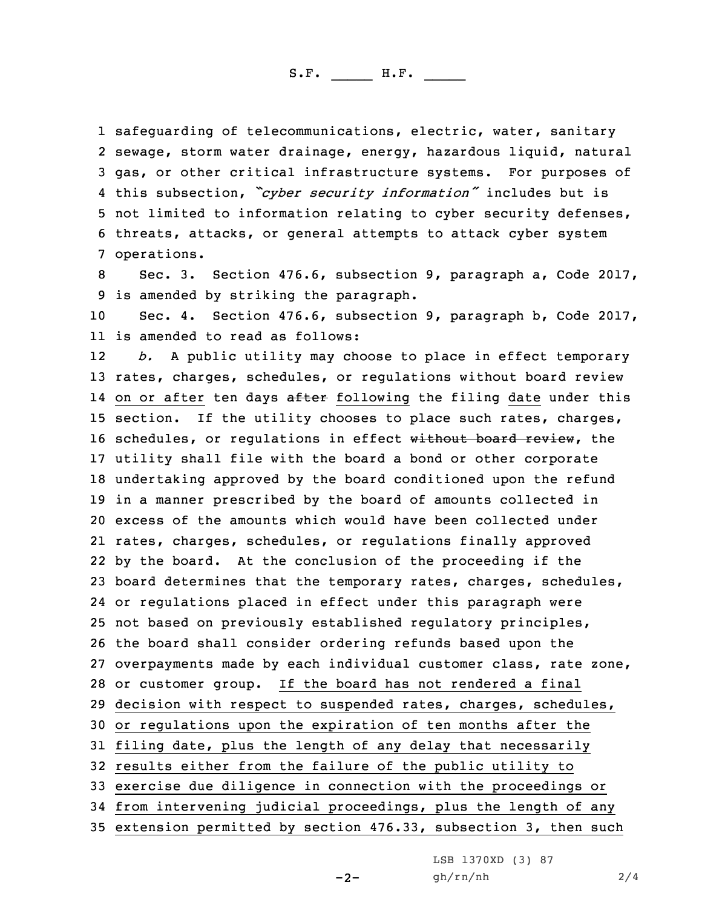safeguarding of telecommunications, electric, water, sanitary sewage, storm water drainage, energy, hazardous liquid, natural gas, or other critical infrastructure systems. For purposes of this subsection, *"cyber security information"* includes but is not limited to information relating to cyber security defenses, threats, attacks, or general attempts to attack cyber system operations.

Sec. 3. Section 476.6, subsection 9, paragraph a, Code 2017, is amended by striking the paragraph.

Sec. 4. Section 476.6, subsection 9, paragraph b, Code 2017, is amended to read as follows:

*b.* A public utility may choose to place in effect temporary rates, charges, schedules, or regulations without board review on or after ten days ~~after~~ following the filing date under this section. If the utility chooses to place such rates, charges, schedules, or regulations in effect ~~without board review~~, the utility shall file with the board a bond or other corporate undertaking approved by the board conditioned upon the refund in a manner prescribed by the board of amounts collected in excess of the amounts which would have been collected under rates, charges, schedules, or regulations finally approved by the board. At the conclusion of the proceeding if the board determines that the temporary rates, charges, schedules, or regulations placed in effect under this paragraph were not based on previously established regulatory principles, the board shall consider ordering refunds based upon the overpayments made by each individual customer class, rate zone, or customer group. If the board has not rendered a final decision with respect to suspended rates, charges, schedules, or regulations upon the expiration of ten months after the filing date, plus the length of any delay that necessarily results either from the failure of the public utility to exercise due diligence in connection with the proceedings or from intervening judicial proceedings, plus the length of any extension permitted by section 476.33, subsection 3, then such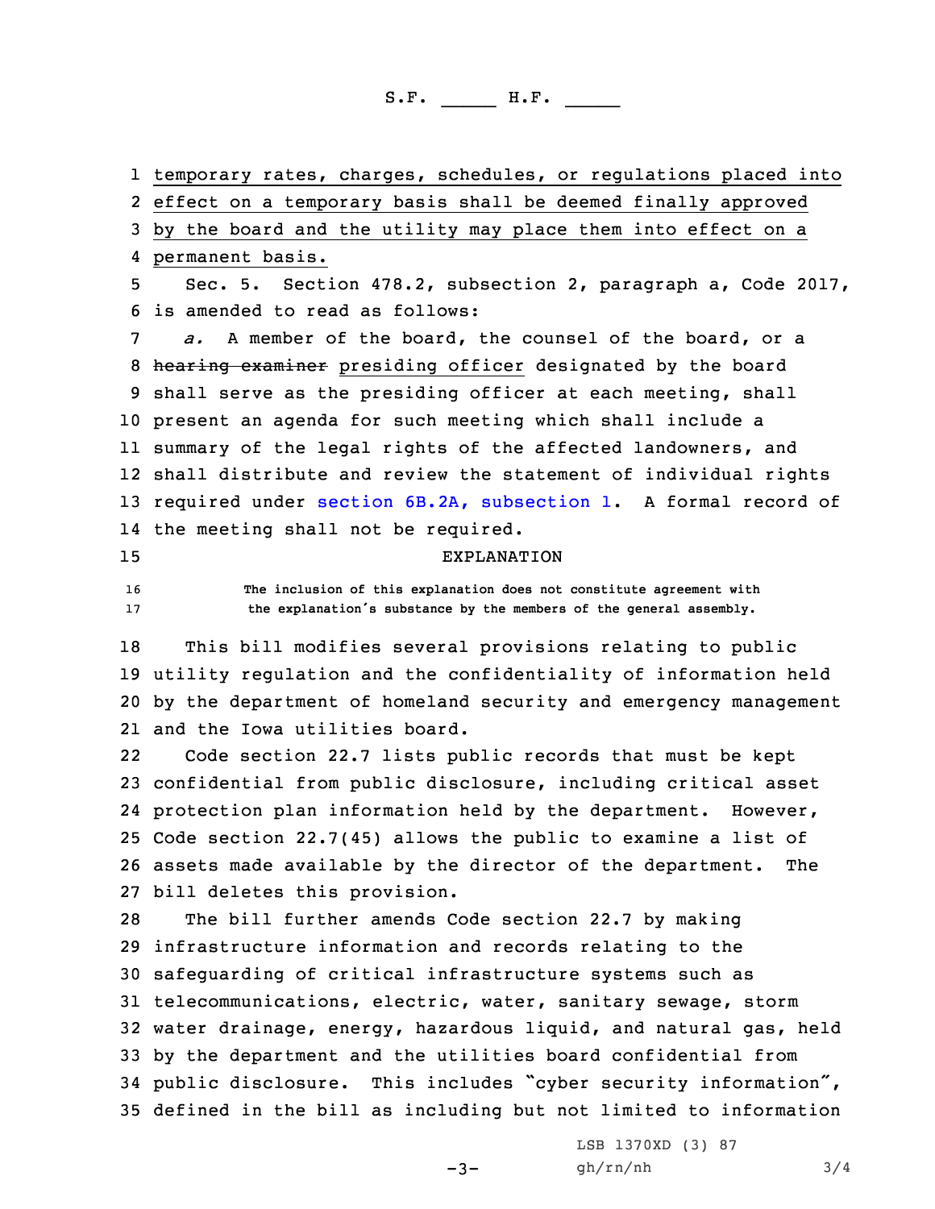temporary rates, charges, schedules, or regulations placed into effect on a temporary basis shall be deemed finally approved by the board and the utility may place them into effect on a permanent basis.

Sec. 5. Section 478.2, subsection 2, paragraph a, Code 2017, is amended to read as follows:

*a.* A member of the board, the counsel of the board, or a ~~hearing examiner~~ presiding officer designated by the board shall serve as the presiding officer at each meeting, shall present an agenda for such meeting which shall include a summary of the legal rights of the affected landowners, and shall distribute and review the statement of individual rights required under section 6B.2A, subsection 1. A formal record of the meeting shall not be required.

EXPLANATION

The inclusion of this explanation does not constitute agreement with the explanation's substance by the members of the general assembly.

This bill modifies several provisions relating to public utility regulation and the confidentiality of information held by the department of homeland security and emergency management and the Iowa utilities board.

Code section 22.7 lists public records that must be kept confidential from public disclosure, including critical asset protection plan information held by the department. However, Code section 22.7(45) allows the public to examine a list of assets made available by the director of the department. The bill deletes this provision.

The bill further amends Code section 22.7 by making infrastructure information and records relating to the safeguarding of critical infrastructure systems such as telecommunications, electric, water, sanitary sewage, storm water drainage, energy, hazardous liquid, and natural gas, held by the department and the utilities board confidential from public disclosure. This includes "cyber security information", defined in the bill as including but not limited to information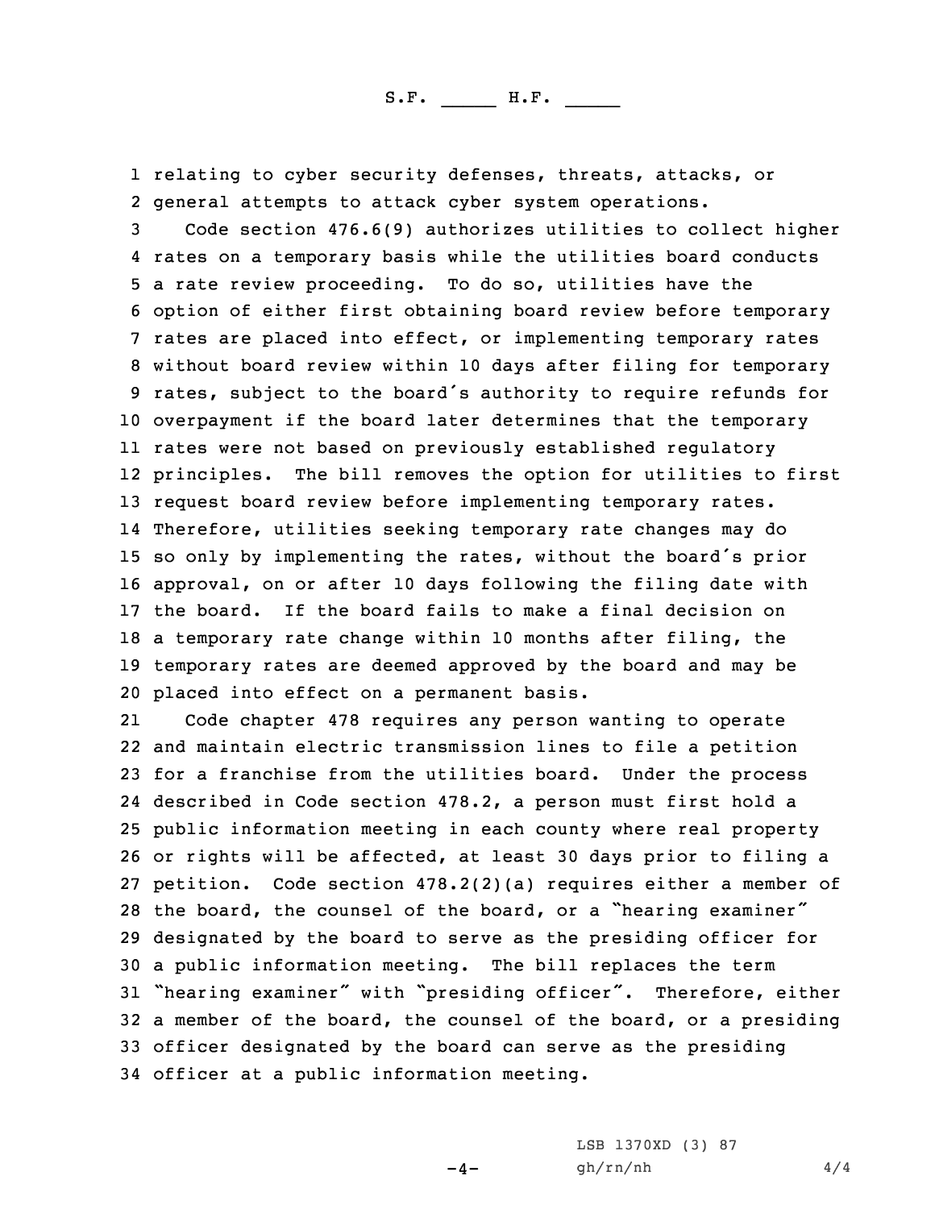relating to cyber security defenses, threats, attacks, or general attempts to attack cyber system operations.

Code section 476.6(9) authorizes utilities to collect higher rates on a temporary basis while the utilities board conducts a rate review proceeding. To do so, utilities have the option of either first obtaining board review before temporary rates are placed into effect, or implementing temporary rates without board review within 10 days after filing for temporary rates, subject to the board's authority to require refunds for overpayment if the board later determines that the temporary rates were not based on previously established regulatory principles. The bill removes the option for utilities to first request board review before implementing temporary rates. Therefore, utilities seeking temporary rate changes may do so only by implementing the rates, without the board's prior approval, on or after 10 days following the filing date with the board. If the board fails to make a final decision on a temporary rate change within 10 months after filing, the temporary rates are deemed approved by the board and may be placed into effect on a permanent basis.

Code chapter 478 requires any person wanting to operate and maintain electric transmission lines to file a petition for a franchise from the utilities board. Under the process described in Code section 478.2, a person must first hold a public information meeting in each county where real property or rights will be affected, at least 30 days prior to filing a petition. Code section 478.2(2)(a) requires either a member of the board, the counsel of the board, or a "hearing examiner" designated by the board to serve as the presiding officer for a public information meeting. The bill replaces the term "hearing examiner" with "presiding officer". Therefore, either a member of the board, the counsel of the board, or a presiding officer designated by the board can serve as the presiding officer at a public information meeting.

LSB 1370XD (3) 87
gh/rn/nh